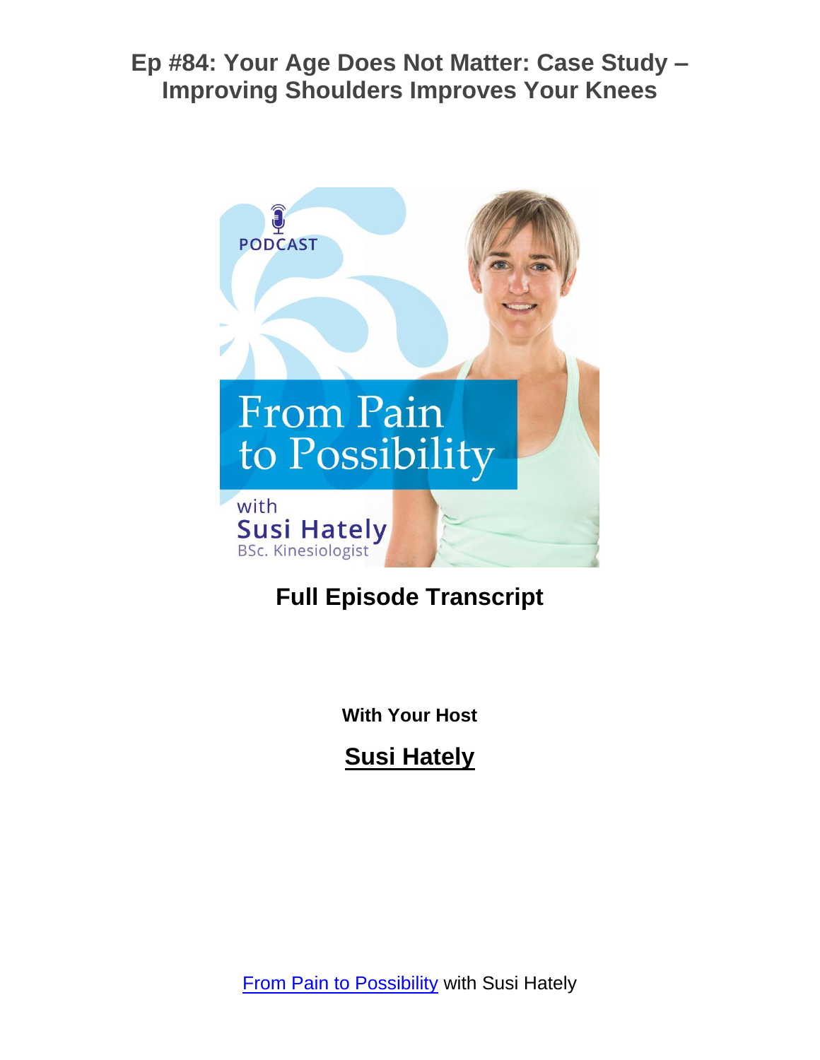# Ep #84: Your Age Does Not Matter: Case Study – Improving Shoulders Improves Your Knees

## Full Episode Transcript

**With Your Host**

**Susi Hately**

From Pain to Possibility with Susi Hately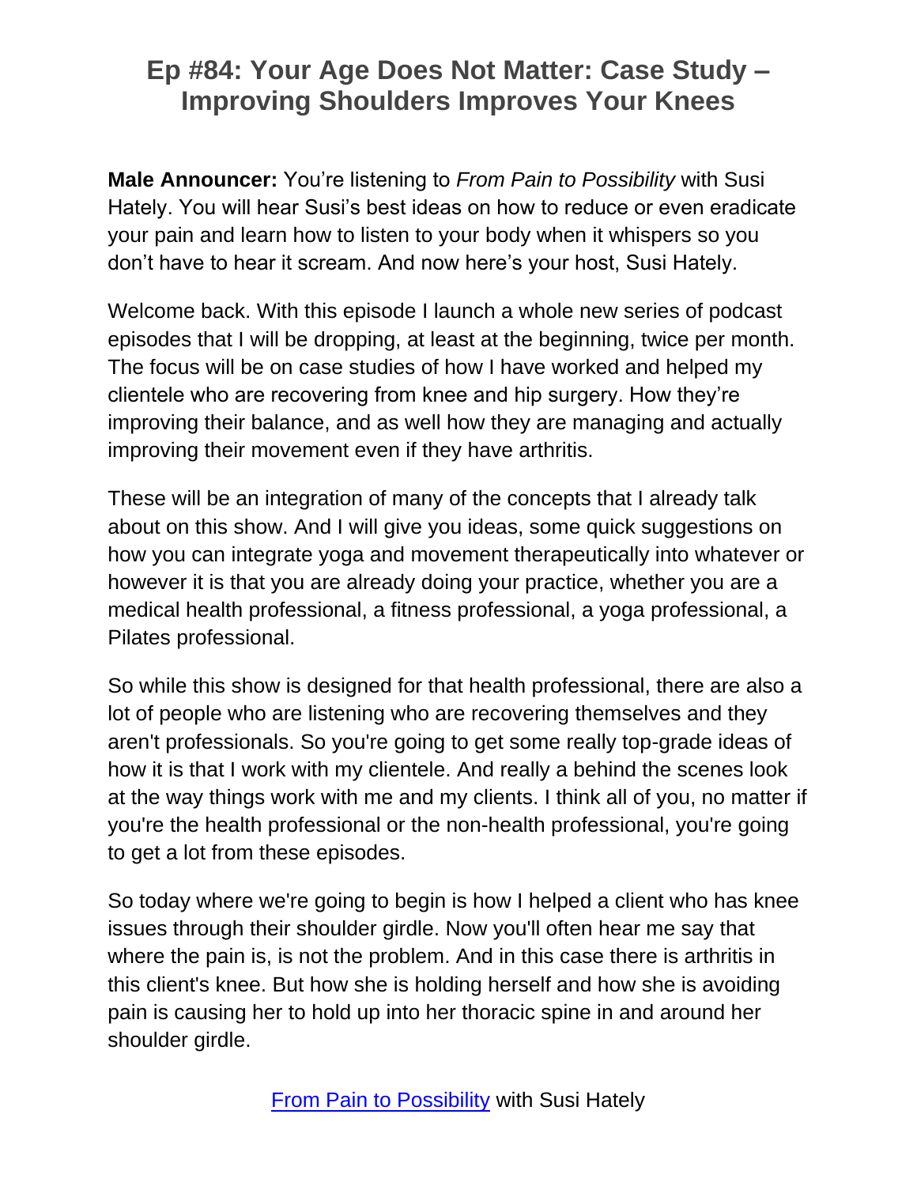# Ep #84: Your Age Does Not Matter: Case Study – Improving Shoulders Improves Your Knees

**Male Announcer:** You're listening to *From Pain to Possibility* with Susi Hately. You will hear Susi's best ideas on how to reduce or even eradicate your pain and learn how to listen to your body when it whispers so you don't have to hear it scream. And now here's your host, Susi Hately.

Welcome back. With this episode I launch a whole new series of podcast episodes that I will be dropping, at least at the beginning, twice per month. The focus will be on case studies of how I have worked and helped my clientele who are recovering from knee and hip surgery. How they're improving their balance, and as well how they are managing and actually improving their movement even if they have arthritis.

These will be an integration of many of the concepts that I already talk about on this show. And I will give you ideas, some quick suggestions on how you can integrate yoga and movement therapeutically into whatever or however it is that you are already doing your practice, whether you are a medical health professional, a fitness professional, a yoga professional, a Pilates professional.

So while this show is designed for that health professional, there are also a lot of people who are listening who are recovering themselves and they aren't professionals. So you're going to get some really top-grade ideas of how it is that I work with my clientele. And really a behind the scenes look at the way things work with me and my clients. I think all of you, no matter if you're the health professional or the non-health professional, you're going to get a lot from these episodes.

So today where we're going to begin is how I helped a client who has knee issues through their shoulder girdle. Now you'll often hear me say that where the pain is, is not the problem. And in this case there is arthritis in this client's knee. But how she is holding herself and how she is avoiding pain is causing her to hold up into her thoracic spine in and around her shoulder girdle.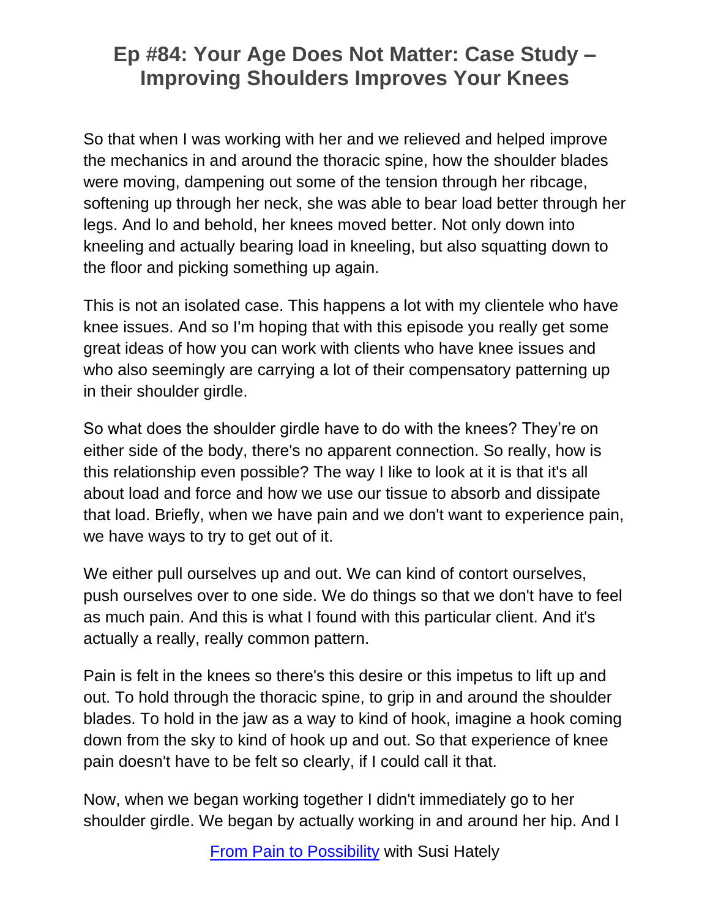So that when I was working with her and we relieved and helped improve the mechanics in and around the thoracic spine, how the shoulder blades were moving, dampening out some of the tension through her ribcage, softening up through her neck, she was able to bear load better through her legs. And lo and behold, her knees moved better. Not only down into kneeling and actually bearing load in kneeling, but also squatting down to the floor and picking something up again.

This is not an isolated case. This happens a lot with my clientele who have knee issues. And so I'm hoping that with this episode you really get some great ideas of how you can work with clients who have knee issues and who also seemingly are carrying a lot of their compensatory patterning up in their shoulder girdle.

So what does the shoulder girdle have to do with the knees? They're on either side of the body, there's no apparent connection. So really, how is this relationship even possible? The way I like to look at it is that it's all about load and force and how we use our tissue to absorb and dissipate that load. Briefly, when we have pain and we don't want to experience pain, we have ways to try to get out of it.

We either pull ourselves up and out. We can kind of contort ourselves, push ourselves over to one side. We do things so that we don't have to feel as much pain. And this is what I found with this particular client. And it's actually a really, really common pattern.

Pain is felt in the knees so there's this desire or this impetus to lift up and out. To hold through the thoracic spine, to grip in and around the shoulder blades. To hold in the jaw as a way to kind of hook, imagine a hook coming down from the sky to kind of hook up and out. So that experience of knee pain doesn't have to be felt so clearly, if I could call it that.

Now, when we began working together I didn't immediately go to her shoulder girdle. We began by actually working in and around her hip. And I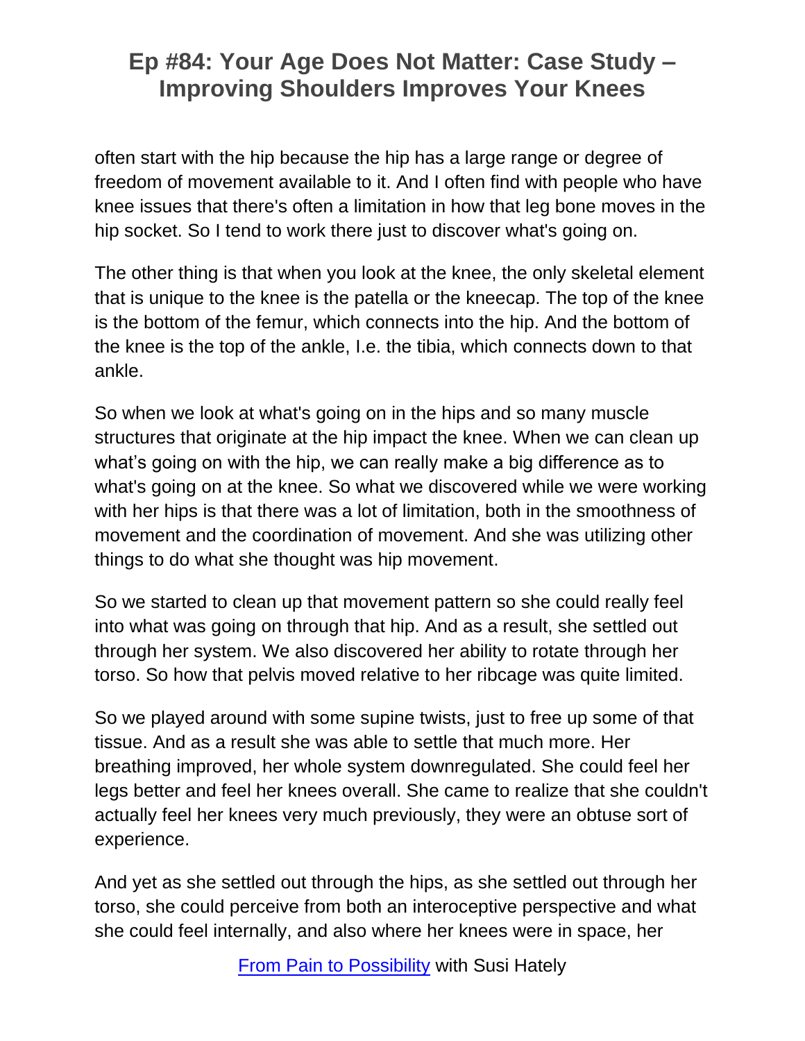often start with the hip because the hip has a large range or degree of freedom of movement available to it. And I often find with people who have knee issues that there's often a limitation in how that leg bone moves in the hip socket. So I tend to work there just to discover what's going on.

The other thing is that when you look at the knee, the only skeletal element that is unique to the knee is the patella or the kneecap. The top of the knee is the bottom of the femur, which connects into the hip. And the bottom of the knee is the top of the ankle, I.e. the tibia, which connects down to that ankle.

So when we look at what's going on in the hips and so many muscle structures that originate at the hip impact the knee. When we can clean up what's going on with the hip, we can really make a big difference as to what's going on at the knee. So what we discovered while we were working with her hips is that there was a lot of limitation, both in the smoothness of movement and the coordination of movement. And she was utilizing other things to do what she thought was hip movement.

So we started to clean up that movement pattern so she could really feel into what was going on through that hip. And as a result, she settled out through her system. We also discovered her ability to rotate through her torso. So how that pelvis moved relative to her ribcage was quite limited.

So we played around with some supine twists, just to free up some of that tissue. And as a result she was able to settle that much more. Her breathing improved, her whole system downregulated. She could feel her legs better and feel her knees overall. She came to realize that she couldn't actually feel her knees very much previously, they were an obtuse sort of experience.

And yet as she settled out through the hips, as she settled out through her torso, she could perceive from both an interoceptive perspective and what she could feel internally, and also where her knees were in space, her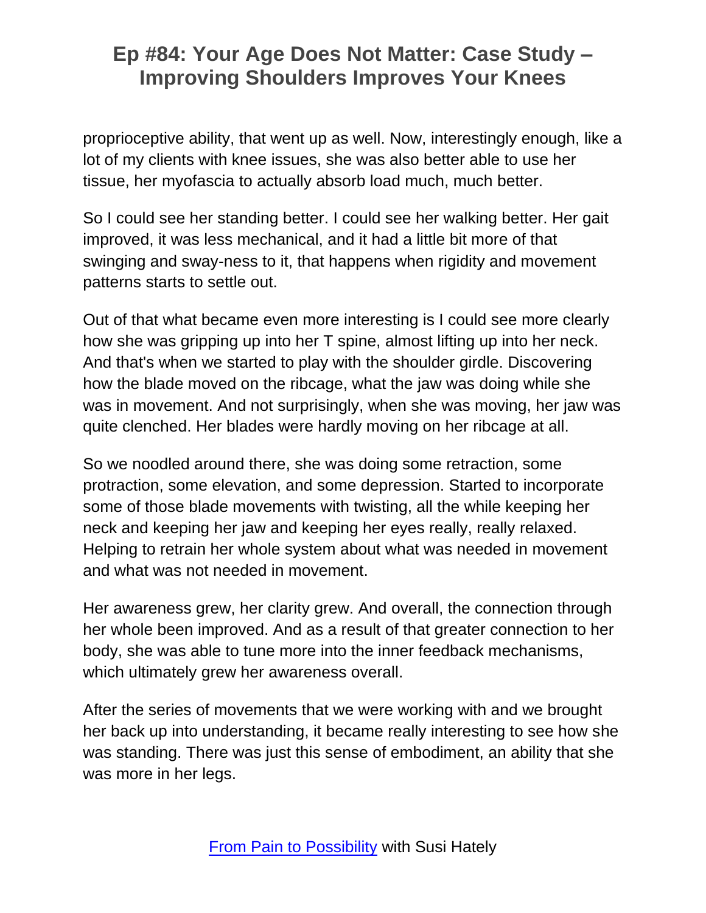proprioceptive ability, that went up as well. Now, interestingly enough, like a lot of my clients with knee issues, she was also better able to use her tissue, her myofascia to actually absorb load much, much better.

So I could see her standing better. I could see her walking better. Her gait improved, it was less mechanical, and it had a little bit more of that swinging and sway-ness to it, that happens when rigidity and movement patterns starts to settle out.

Out of that what became even more interesting is I could see more clearly how she was gripping up into her T spine, almost lifting up into her neck. And that's when we started to play with the shoulder girdle. Discovering how the blade moved on the ribcage, what the jaw was doing while she was in movement. And not surprisingly, when she was moving, her jaw was quite clenched. Her blades were hardly moving on her ribcage at all.

So we noodled around there, she was doing some retraction, some protraction, some elevation, and some depression. Started to incorporate some of those blade movements with twisting, all the while keeping her neck and keeping her jaw and keeping her eyes really, really relaxed. Helping to retrain her whole system about what was needed in movement and what was not needed in movement.

Her awareness grew, her clarity grew. And overall, the connection through her whole been improved. And as a result of that greater connection to her body, she was able to tune more into the inner feedback mechanisms, which ultimately grew her awareness overall.

After the series of movements that we were working with and we brought her back up into understanding, it became really interesting to see how she was standing. There was just this sense of embodiment, an ability that she was more in her legs.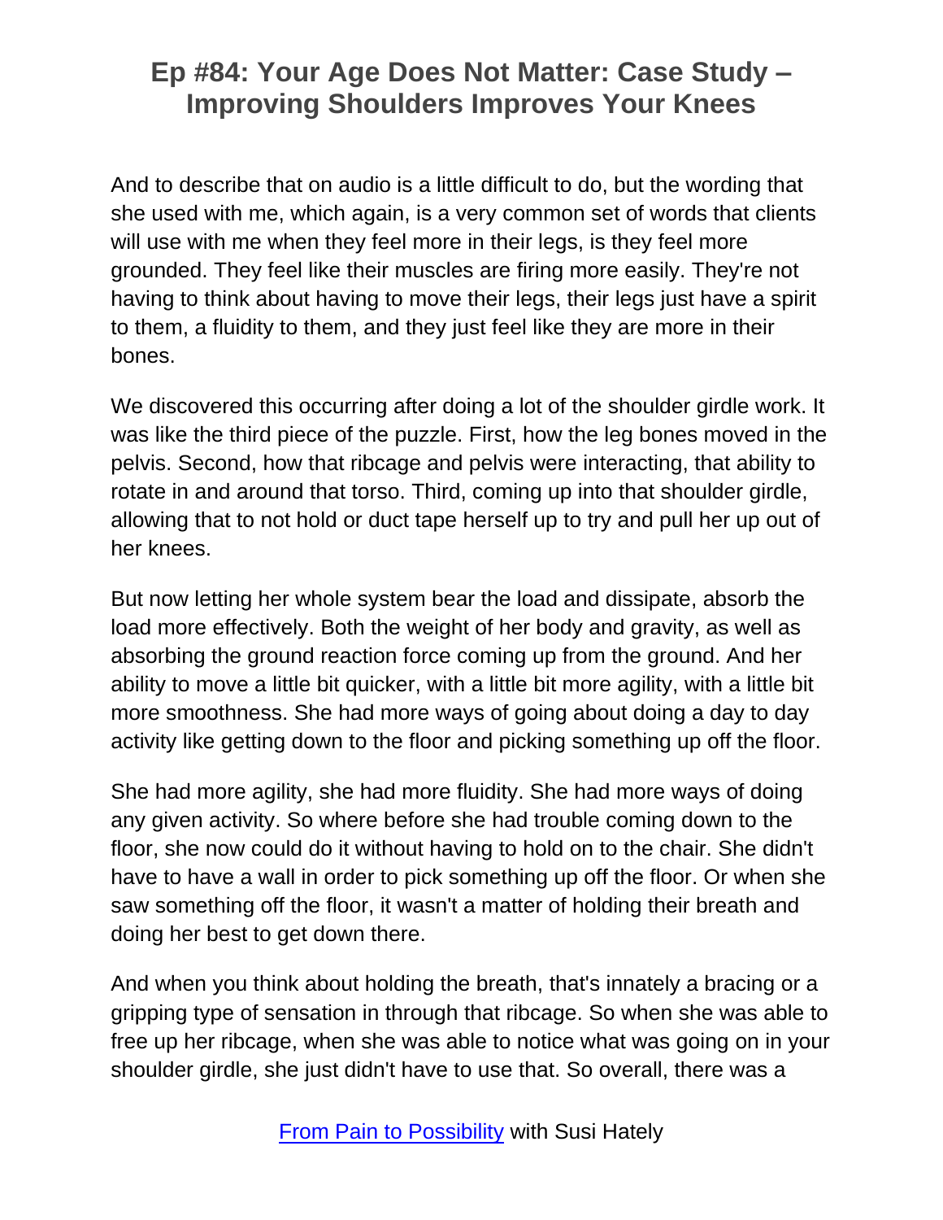And to describe that on audio is a little difficult to do, but the wording that she used with me, which again, is a very common set of words that clients will use with me when they feel more in their legs, is they feel more grounded. They feel like their muscles are firing more easily. They're not having to think about having to move their legs, their legs just have a spirit to them, a fluidity to them, and they just feel like they are more in their bones.

We discovered this occurring after doing a lot of the shoulder girdle work. It was like the third piece of the puzzle. First, how the leg bones moved in the pelvis. Second, how that ribcage and pelvis were interacting, that ability to rotate in and around that torso. Third, coming up into that shoulder girdle, allowing that to not hold or duct tape herself up to try and pull her up out of her knees.

But now letting her whole system bear the load and dissipate, absorb the load more effectively. Both the weight of her body and gravity, as well as absorbing the ground reaction force coming up from the ground. And her ability to move a little bit quicker, with a little bit more agility, with a little bit more smoothness. She had more ways of going about doing a day to day activity like getting down to the floor and picking something up off the floor.

She had more agility, she had more fluidity. She had more ways of doing any given activity. So where before she had trouble coming down to the floor, she now could do it without having to hold on to the chair. She didn't have to have a wall in order to pick something up off the floor. Or when she saw something off the floor, it wasn't a matter of holding their breath and doing her best to get down there.

And when you think about holding the breath, that's innately a bracing or a gripping type of sensation in through that ribcage. So when she was able to free up her ribcage, when she was able to notice what was going on in your shoulder girdle, she just didn't have to use that. So overall, there was a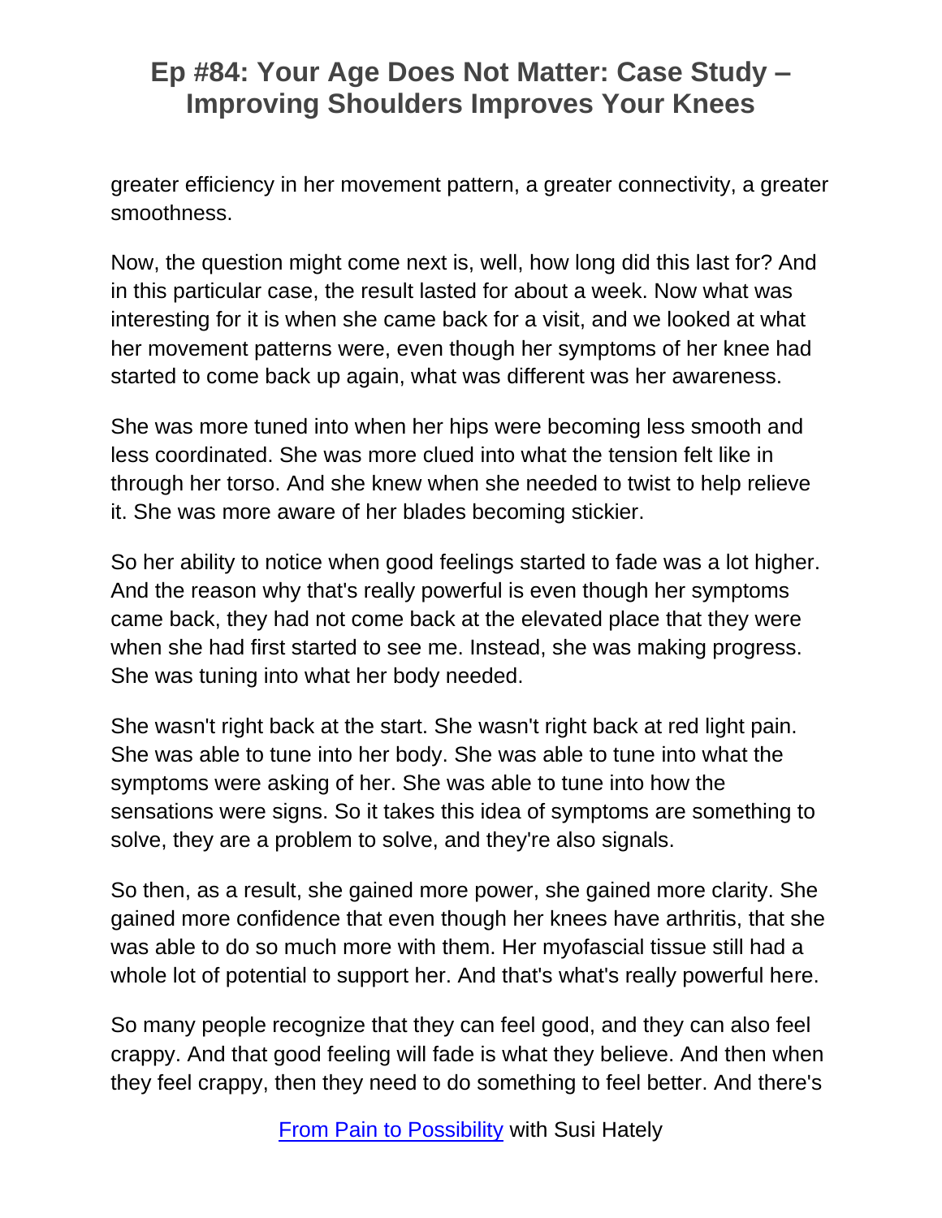greater efficiency in her movement pattern, a greater connectivity, a greater smoothness.

Now, the question might come next is, well, how long did this last for? And in this particular case, the result lasted for about a week. Now what was interesting for it is when she came back for a visit, and we looked at what her movement patterns were, even though her symptoms of her knee had started to come back up again, what was different was her awareness.

She was more tuned into when her hips were becoming less smooth and less coordinated. She was more clued into what the tension felt like in through her torso. And she knew when she needed to twist to help relieve it. She was more aware of her blades becoming stickier.

So her ability to notice when good feelings started to fade was a lot higher. And the reason why that's really powerful is even though her symptoms came back, they had not come back at the elevated place that they were when she had first started to see me. Instead, she was making progress. She was tuning into what her body needed.

She wasn't right back at the start. She wasn't right back at red light pain. She was able to tune into her body. She was able to tune into what the symptoms were asking of her. She was able to tune into how the sensations were signs. So it takes this idea of symptoms are something to solve, they are a problem to solve, and they're also signals.

So then, as a result, she gained more power, she gained more clarity. She gained more confidence that even though her knees have arthritis, that she was able to do so much more with them. Her myofascial tissue still had a whole lot of potential to support her. And that's what's really powerful here.

So many people recognize that they can feel good, and they can also feel crappy. And that good feeling will fade is what they believe. And then when they feel crappy, then they need to do something to feel better. And there's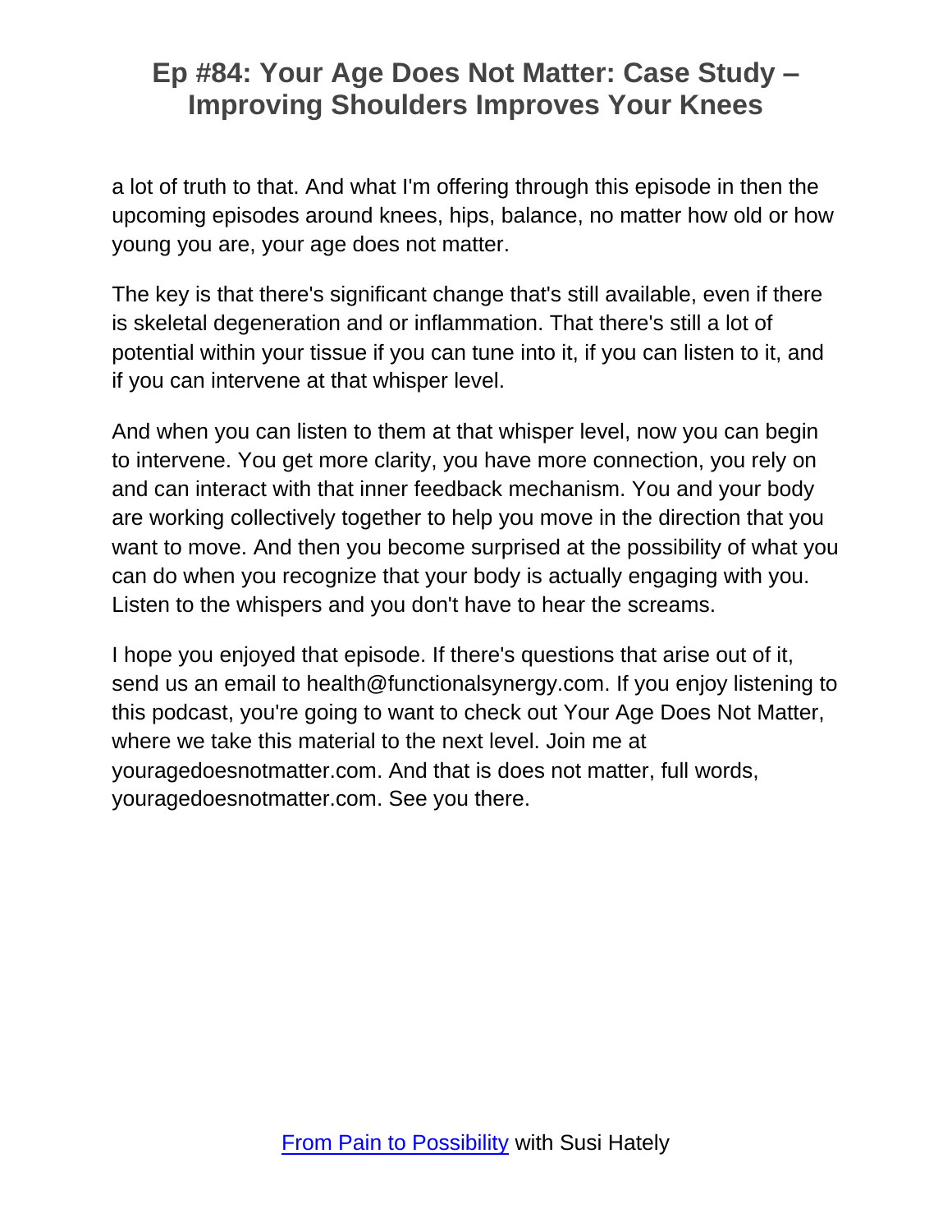a lot of truth to that. And what I'm offering through this episode in then the upcoming episodes around knees, hips, balance, no matter how old or how young you are, your age does not matter.

The key is that there's significant change that's still available, even if there is skeletal degeneration and or inflammation. That there's still a lot of potential within your tissue if you can tune into it, if you can listen to it, and if you can intervene at that whisper level.

And when you can listen to them at that whisper level, now you can begin to intervene. You get more clarity, you have more connection, you rely on and can interact with that inner feedback mechanism. You and your body are working collectively together to help you move in the direction that you want to move. And then you become surprised at the possibility of what you can do when you recognize that your body is actually engaging with you. Listen to the whispers and you don't have to hear the screams.

I hope you enjoyed that episode. If there's questions that arise out of it, send us an email to health@functionalsynergy.com. If you enjoy listening to this podcast, you're going to want to check out Your Age Does Not Matter, where we take this material to the next level. Join me at youragedoesnotmatter.com. And that is does not matter, full words, youragedoesnotmatter.com. See you there.